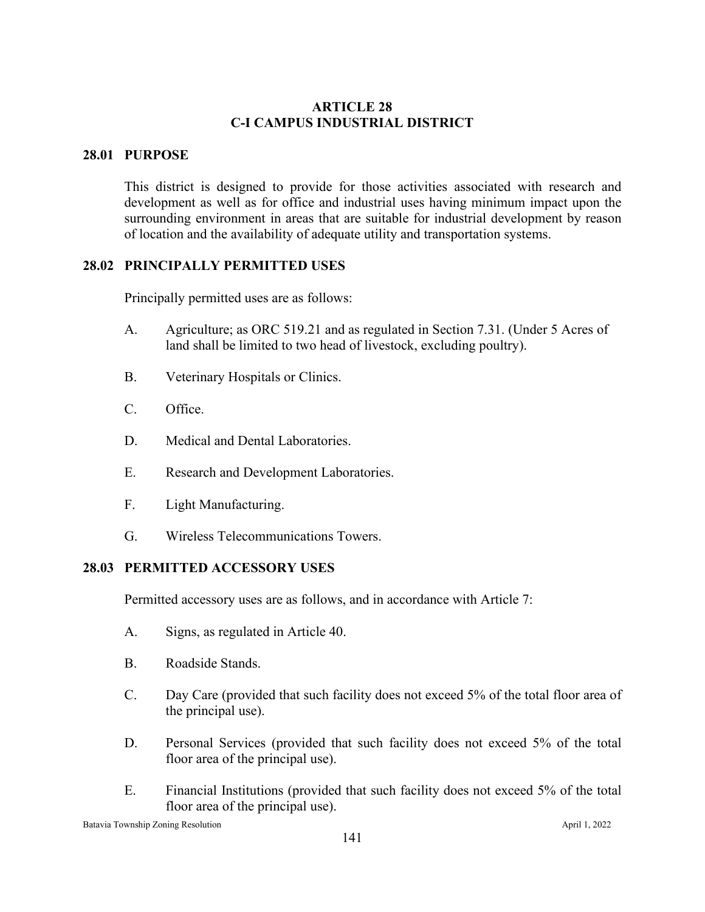# ARTICLE 28
# C-I CAMPUS INDUSTRIAL DISTRICT

## 28.01 PURPOSE

This district is designed to provide for those activities associated with research and development as well as for office and industrial uses having minimum impact upon the surrounding environment in areas that are suitable for industrial development by reason of location and the availability of adequate utility and transportation systems.

## 28.02 PRINCIPALLY PERMITTED USES

Principally permitted uses are as follows:

A. Agriculture; as ORC 519.21 and as regulated in Section 7.31. (Under 5 Acres of land shall be limited to two head of livestock, excluding poultry).

B. Veterinary Hospitals or Clinics.

C. Office.

D. Medical and Dental Laboratories.

E. Research and Development Laboratories.

F. Light Manufacturing.

G. Wireless Telecommunications Towers.

## 28.03 PERMITTED ACCESSORY USES

Permitted accessory uses are as follows, and in accordance with Article 7:

A. Signs, as regulated in Article 40.

B. Roadside Stands.

C. Day Care (provided that such facility does not exceed 5% of the total floor area of the principal use).

D. Personal Services (provided that such facility does not exceed 5% of the total floor area of the principal use).

E. Financial Institutions (provided that such facility does not exceed 5% of the total floor area of the principal use).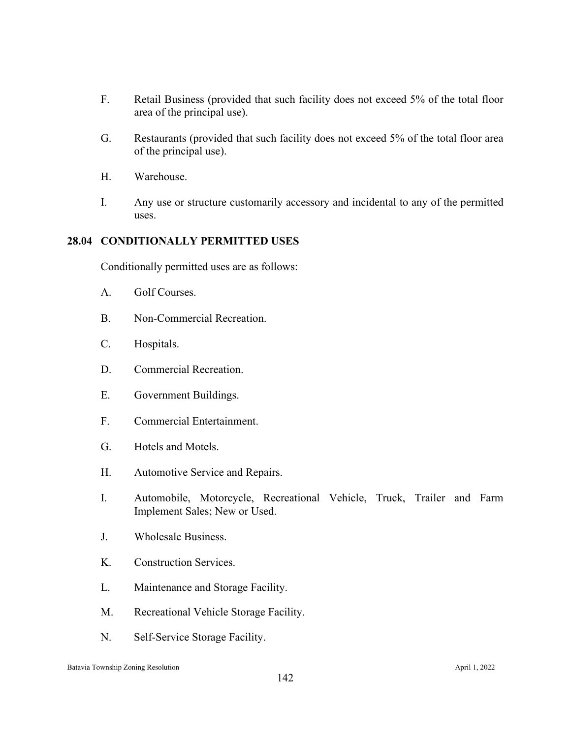F. Retail Business (provided that such facility does not exceed 5% of the total floor area of the principal use).

G. Restaurants (provided that such facility does not exceed 5% of the total floor area of the principal use).

H. Warehouse.

I. Any use or structure customarily accessory and incidental to any of the permitted uses.

## 28.04 CONDITIONALLY PERMITTED USES

Conditionally permitted uses are as follows:

A. Golf Courses.

B. Non-Commercial Recreation.

C. Hospitals.

D. Commercial Recreation.

E. Government Buildings.

F. Commercial Entertainment.

G. Hotels and Motels.

H. Automotive Service and Repairs.

I. Automobile, Motorcycle, Recreational Vehicle, Truck, Trailer and Farm Implement Sales; New or Used.

J. Wholesale Business.

K. Construction Services.

L. Maintenance and Storage Facility.

M. Recreational Vehicle Storage Facility.

N. Self-Service Storage Facility.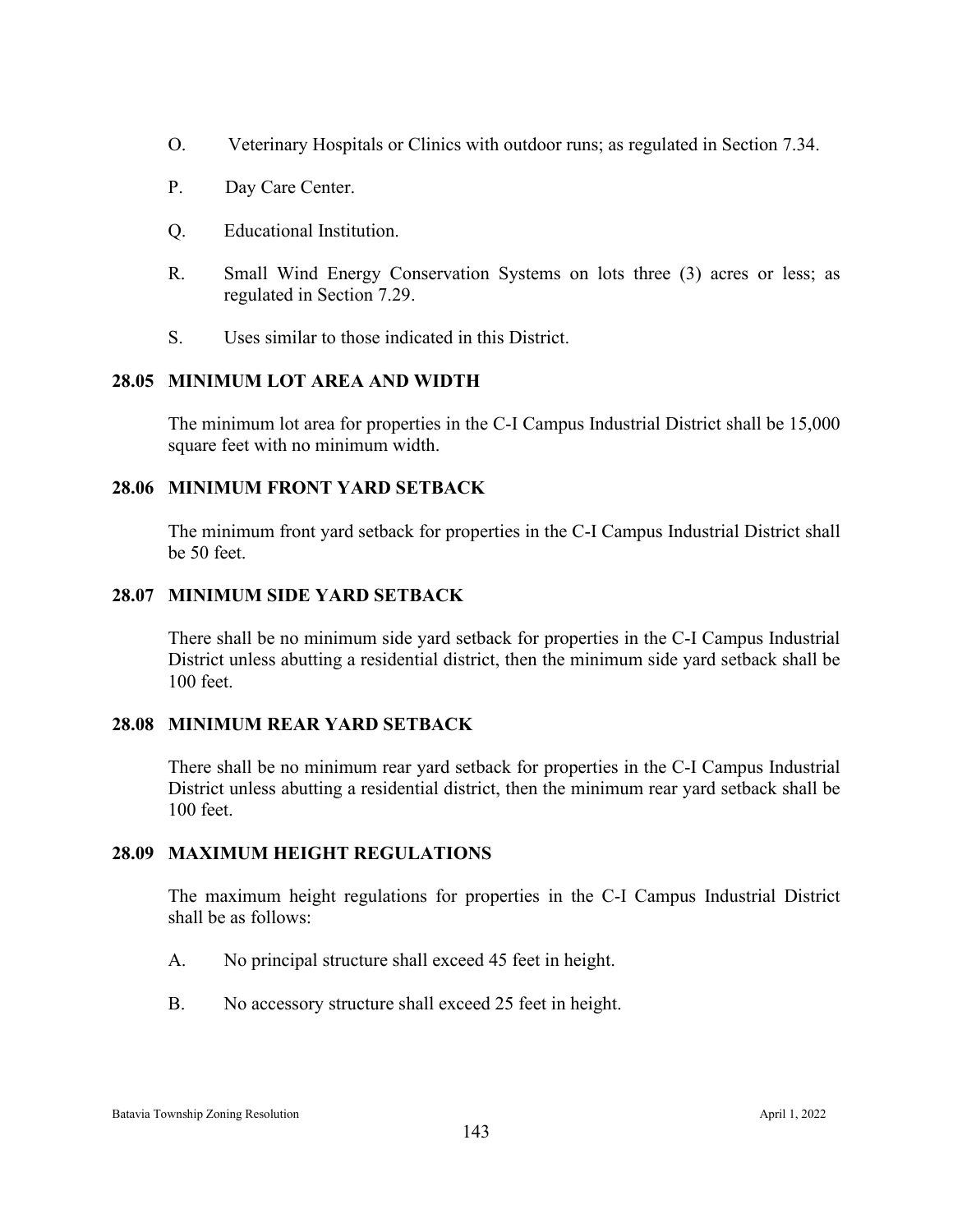O. Veterinary Hospitals or Clinics with outdoor runs; as regulated in Section 7.34.

P. Day Care Center.

Q. Educational Institution.

R. Small Wind Energy Conservation Systems on lots three (3) acres or less; as regulated in Section 7.29.

S. Uses similar to those indicated in this District.

## 28.05 MINIMUM LOT AREA AND WIDTH

The minimum lot area for properties in the C-I Campus Industrial District shall be 15,000 square feet with no minimum width.

## 28.06 MINIMUM FRONT YARD SETBACK

The minimum front yard setback for properties in the C-I Campus Industrial District shall be 50 feet.

## 28.07 MINIMUM SIDE YARD SETBACK

There shall be no minimum side yard setback for properties in the C-I Campus Industrial District unless abutting a residential district, then the minimum side yard setback shall be 100 feet.

## 28.08 MINIMUM REAR YARD SETBACK

There shall be no minimum rear yard setback for properties in the C-I Campus Industrial District unless abutting a residential district, then the minimum rear yard setback shall be 100 feet.

## 28.09 MAXIMUM HEIGHT REGULATIONS

The maximum height regulations for properties in the C-I Campus Industrial District shall be as follows:

A. No principal structure shall exceed 45 feet in height.

B. No accessory structure shall exceed 25 feet in height.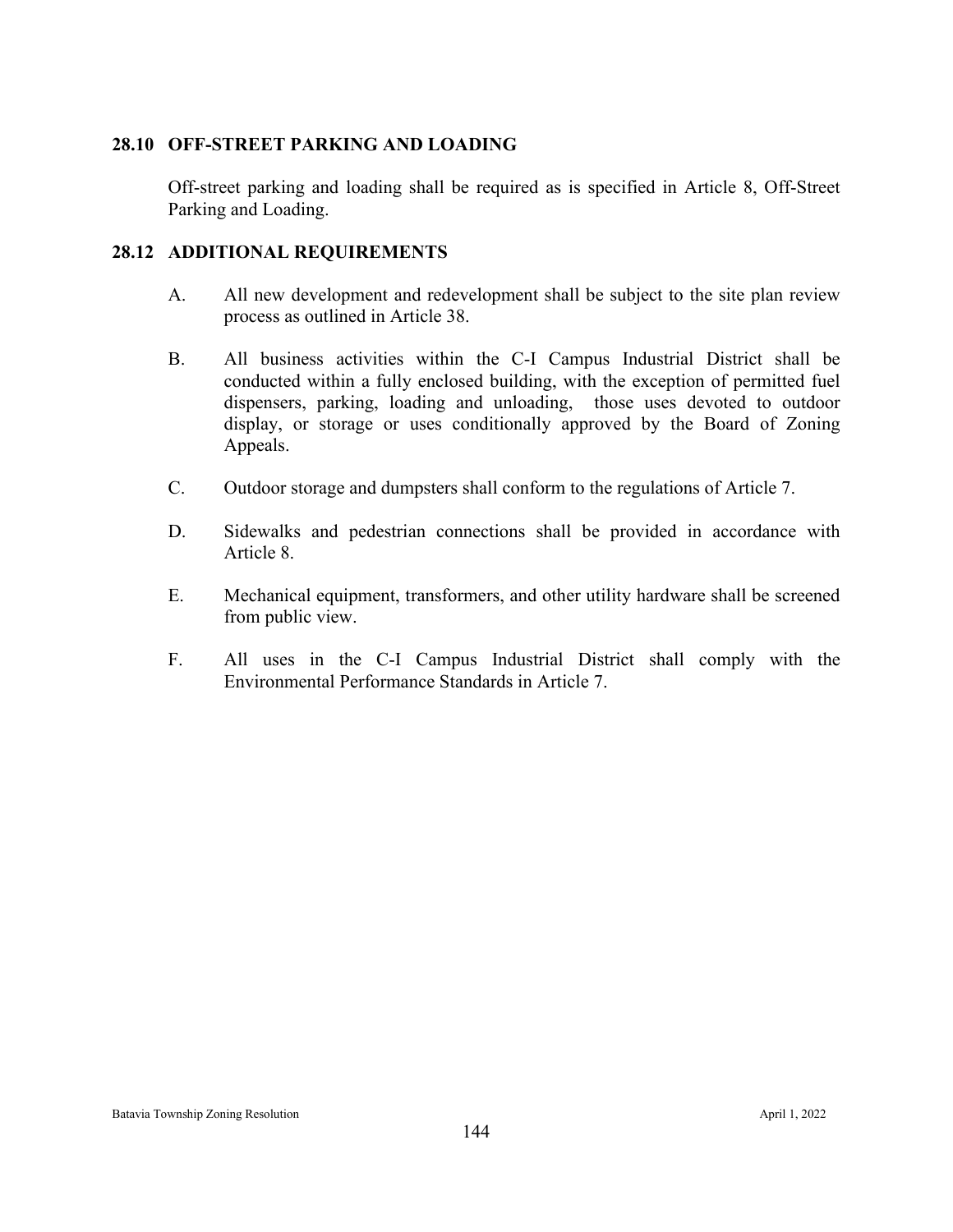## 28.10 OFF-STREET PARKING AND LOADING

Off-street parking and loading shall be required as is specified in Article 8, Off-Street Parking and Loading.

## 28.12 ADDITIONAL REQUIREMENTS

A. All new development and redevelopment shall be subject to the site plan review process as outlined in Article 38.

B. All business activities within the C-I Campus Industrial District shall be conducted within a fully enclosed building, with the exception of permitted fuel dispensers, parking, loading and unloading, those uses devoted to outdoor display, or storage or uses conditionally approved by the Board of Zoning Appeals.

C. Outdoor storage and dumpsters shall conform to the regulations of Article 7.

D. Sidewalks and pedestrian connections shall be provided in accordance with Article 8.

E. Mechanical equipment, transformers, and other utility hardware shall be screened from public view.

F. All uses in the C-I Campus Industrial District shall comply with the Environmental Performance Standards in Article 7.